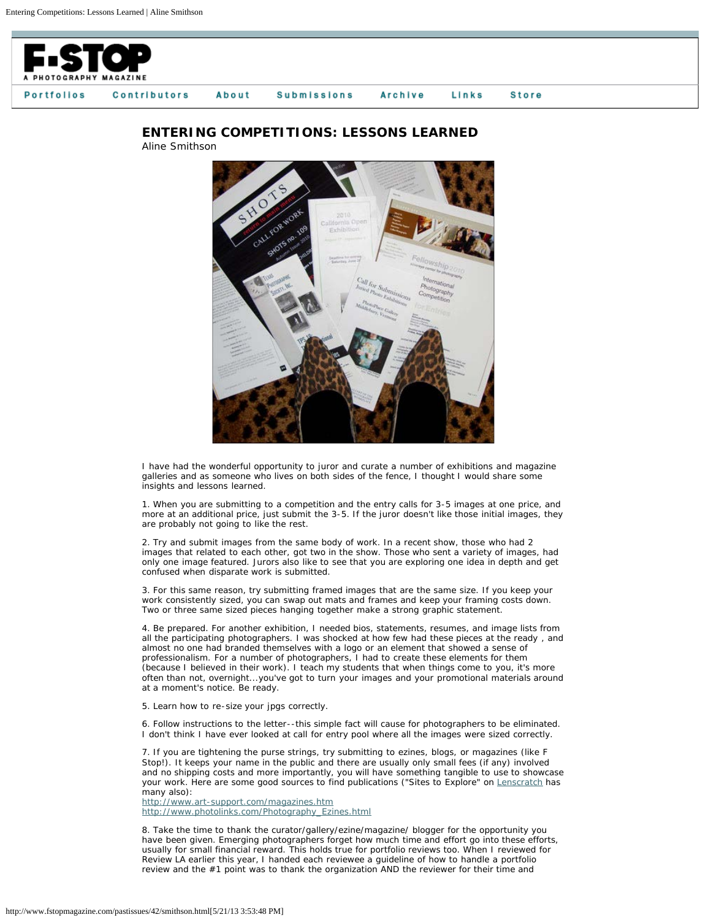# ENTERING COMPETITIONS: LESSONS LEARNED

Aline Smithson

I have had the wonderful opportunity to juror and curate a number of exhibitions and magazine galleries and as someone who lives on both sides of the fence, I thought I would share some insights and lessons learned.

1. When you are submitting to a competition and the entry calls for 3-5 images at one price, and more at an additional price, just submit the 3-5. If the juror doesn't like those initial images, they are probably not going to like the rest.

2. Try and submit images from the same body of work. In a recent show, those who had 2 images that related to each other, got two in the show. Those who sent a variety of images, had only one image featured. Jurors also like to see that you are exploring one idea in depth and get confused when disparate work is submitted.

3. For this same reason, try submitting framed images that are the same size. If you keep your work consistently sized, you can swap out mats and frames and keep your framing costs down. Two or three same sized pieces hanging together make a strong graphic statement.

4. Be prepared. For another exhibition, I needed bios, statements, resumes, and image lists from all the participating photographers. I was shocked at how few had these pieces at the ready , and almost no one had branded themselves with a logo or an element that showed a sense of professionalism. For a number of photographers, I had to create these elements for them (because I believed in their work). I teach my students that when things come to you, it's more often than not, overnight...you've got to turn your images and your promotional materials around at a moment's notice. Be ready.

5. Learn how to re-size your jpgs correctly.

6. Follow instructions to the letter--this simple fact will cause for photographers to be eliminated. I don't think I have ever looked at call for entry pool where all the images were sized correctly.

7. If you are tightening the purse strings, try submitting to ezines, blogs, or magazines (like F Stop!). It keeps your name in the public and there are usually only small fees (if any) involved and no shipping costs and more importantly, you will have something tangible to use to showcase your work. Here are some good sources to find publications ("Sites to Explore" on Lenscratch has many also):
http://www.art-support.com/magazines.htm
http://www.photolinks.com/Photography_Ezines.html

8. Take the time to thank the curator/gallery/ezine/magazine/ blogger for the opportunity you have been given. Emerging photographers forget how much time and effort go into these efforts, usually for small financial reward. This holds true for portfolio reviews too. When I reviewed for Review LA earlier this year, I handed each reviewee a guideline of how to handle a portfolio review and the #1 point was to thank the organization AND the reviewer for their time and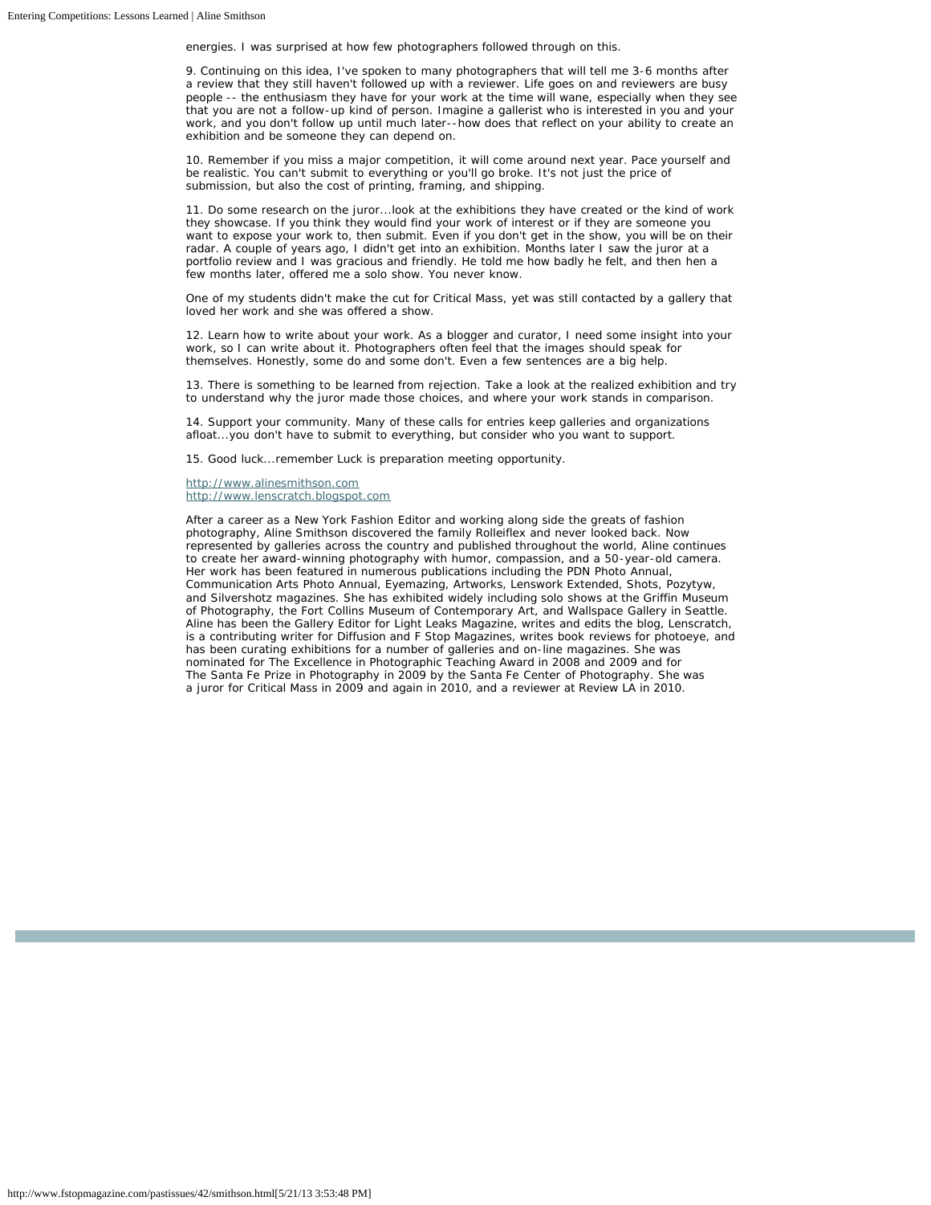energies. I was surprised at how few photographers followed through on this.

9. Continuing on this idea, I've spoken to many photographers that will tell me 3-6 months after a review that they still haven't followed up with a reviewer. Life goes on and reviewers are busy people -- the enthusiasm they have for your work at the time will wane, especially when they see that you are not a follow-up kind of person. Imagine a gallerist who is interested in you and your work, and you don't follow up until much later--how does that reflect on your ability to create an exhibition and be someone they can depend on.

10. Remember if you miss a major competition, it will come around next year. Pace yourself and be realistic. You can't submit to everything or you'll go broke. It's not just the price of submission, but also the cost of printing, framing, and shipping.

11. Do some research on the juror...look at the exhibitions they have created or the kind of work they showcase. If you think they would find your work of interest or if they are someone you want to expose your work to, then submit. Even if you don't get in the show, you will be on their radar. A couple of years ago, I didn't get into an exhibition. Months later I saw the juror at a portfolio review and I was gracious and friendly. He told me how badly he felt, and then hen a few months later, offered me a solo show. You never know.

One of my students didn't make the cut for Critical Mass, yet was still contacted by a gallery that loved her work and she was offered a show.

12. Learn how to write about your work. As a blogger and curator, I need some insight into your work, so I can write about it. Photographers often feel that the images should speak for themselves. Honestly, some do and some don't. Even a few sentences are a big help.

13. There is something to be learned from rejection. Take a look at the realized exhibition and try to understand why the juror made those choices, and where your work stands in comparison.

14. Support your community. Many of these calls for entries keep galleries and organizations afloat...you don't have to submit to everything, but consider who you want to support.

15. Good luck...remember Luck is preparation meeting opportunity.

http://www.alinesmithson.com
http://www.lenscratch.blogspot.com

After a career as a New York Fashion Editor and working along side the greats of fashion photography, Aline Smithson discovered the family Rolleiflex and never looked back. Now represented by galleries across the country and published throughout the world, Aline continues to create her award-winning photography with humor, compassion, and a 50-year-old camera. Her work has been featured in numerous publications including the PDN Photo Annual, Communication Arts Photo Annual, Eyemazing, Artworks, Lenswork Extended, Shots, Pozytyw, and Silvershotz magazines. She has exhibited widely including solo shows at the Griffin Museum of Photography, the Fort Collins Museum of Contemporary Art, and Wallspace Gallery in Seattle. Aline has been the Gallery Editor for Light Leaks Magazine, writes and edits the blog, Lenscratch, is a contributing writer for Diffusion and F Stop Magazines, writes book reviews for photoeye, and has been curating exhibitions for a number of galleries and on-line magazines. She was nominated for The Excellence in Photographic Teaching Award in 2008 and 2009 and for The Santa Fe Prize in Photography in 2009 by the Santa Fe Center of Photography. She was a juror for Critical Mass in 2009 and again in 2010, and a reviewer at Review LA in 2010.